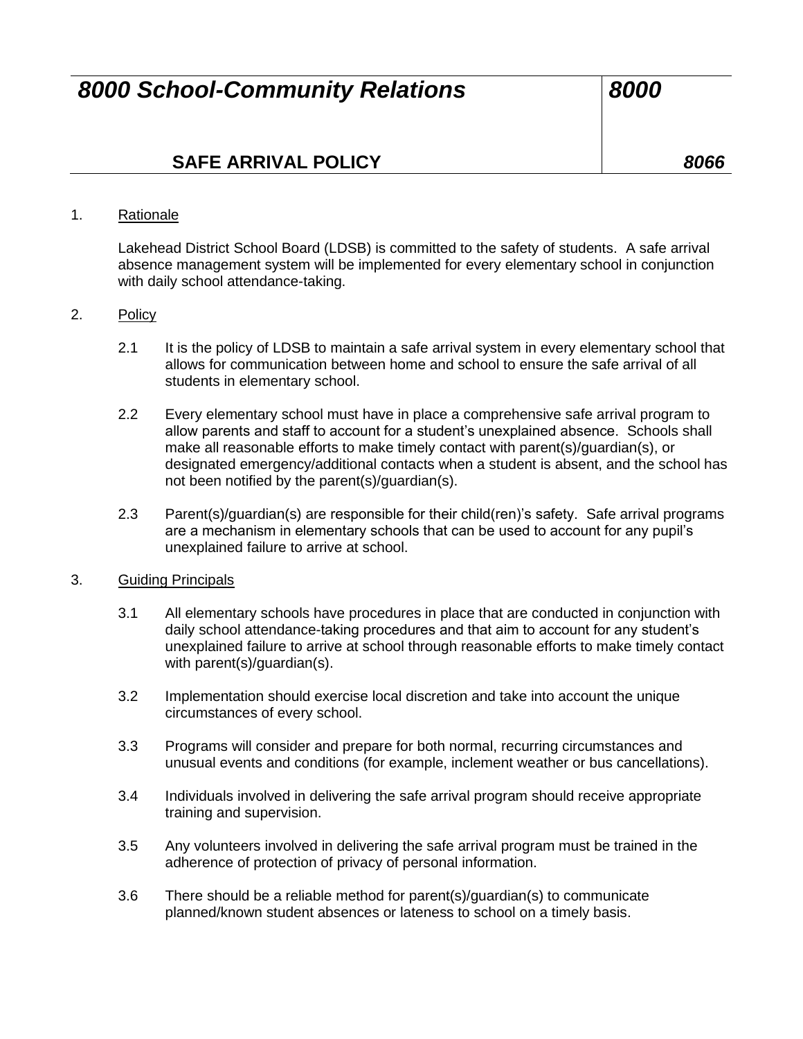# *8000 School-Community Relations* | *8000*

## SAFE ARRIVAL POLICY | *8066*

1. Rationale

   Lakehead District School Board (LDSB) is committed to the safety of students. A safe arrival absence management system will be implemented for every elementary school in conjunction with daily school attendance-taking.

2. Policy

   2.1 It is the policy of LDSB to maintain a safe arrival system in every elementary school that allows for communication between home and school to ensure the safe arrival of all students in elementary school.

   2.2 Every elementary school must have in place a comprehensive safe arrival program to allow parents and staff to account for a student's unexplained absence. Schools shall make all reasonable efforts to make timely contact with parent(s)/guardian(s), or designated emergency/additional contacts when a student is absent, and the school has not been notified by the parent(s)/guardian(s).

   2.3 Parent(s)/guardian(s) are responsible for their child(ren)'s safety. Safe arrival programs are a mechanism in elementary schools that can be used to account for any pupil's unexplained failure to arrive at school.

3. Guiding Principals

   3.1 All elementary schools have procedures in place that are conducted in conjunction with daily school attendance-taking procedures and that aim to account for any student's unexplained failure to arrive at school through reasonable efforts to make timely contact with parent(s)/guardian(s).

   3.2 Implementation should exercise local discretion and take into account the unique circumstances of every school.

   3.3 Programs will consider and prepare for both normal, recurring circumstances and unusual events and conditions (for example, inclement weather or bus cancellations).

   3.4 Individuals involved in delivering the safe arrival program should receive appropriate training and supervision.

   3.5 Any volunteers involved in delivering the safe arrival program must be trained in the adherence of protection of privacy of personal information.

   3.6 There should be a reliable method for parent(s)/guardian(s) to communicate planned/known student absences or lateness to school on a timely basis.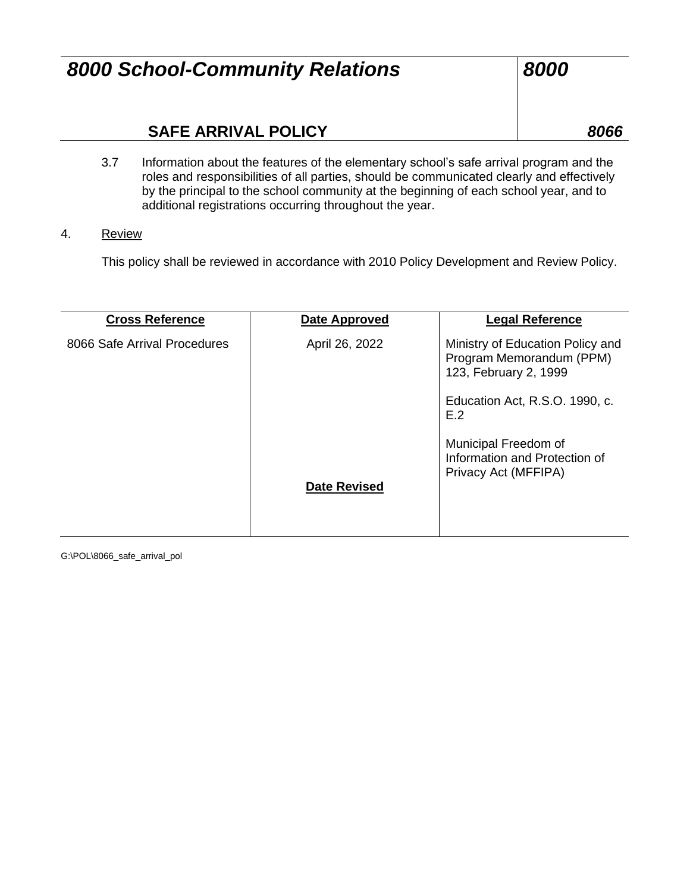3.7 Information about the features of the elementary school's safe arrival program and the roles and responsibilities of all parties, should be communicated clearly and effectively by the principal to the school community at the beginning of each school year, and to additional registrations occurring throughout the year.

4. Review

This policy shall be reviewed in accordance with 2010 Policy Development and Review Policy.

| Cross Reference | Date Approved | Legal Reference |
|---|---|---|
| 8066 Safe Arrival Procedures | April 26, 2022 | Ministry of Education Policy and Program Memorandum (PPM) 123, February 2, 1999<br><br>Education Act, R.S.O. 1990, c. E.2<br><br>Municipal Freedom of Information and Protection of Privacy Act (MFFIPA) |
| | **Date Revised** | |
| | | |

G:\POL\8066_safe_arrival_pol